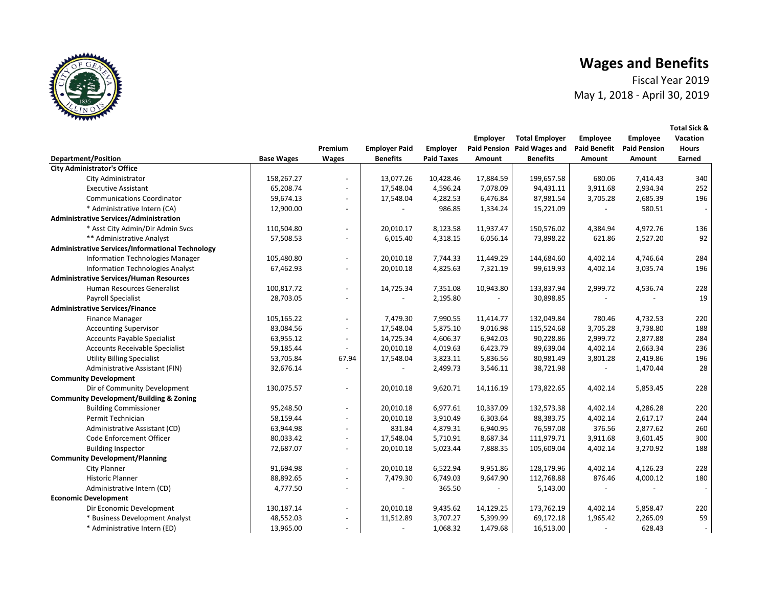# Wages and Benefits

Fiscal Year 2019

May 1, 2018 - April 30, 2019

| Department/Position | Base Wages | Premium Wages | Employer Paid Benefits | Employer Paid Taxes | Employer Paid Pension Amount | Total Employer Paid Wages and Benefits | Employee Paid Benefit Amount | Employee Paid Pension Amount | Total Sick & Vacation Hours Earned |
|---|---|---|---|---|---|---|---|---|---|
| **City Administrator's Office** | | | | | | | | | |
| City Administrator | 158,267.27 | - | 13,077.26 | 10,428.46 | 17,884.59 | 199,657.58 | 680.06 | 7,414.43 | 340 |
| Executive Assistant | 65,208.74 | - | 17,548.04 | 4,596.24 | 7,078.09 | 94,431.11 | 3,911.68 | 2,934.34 | 252 |
| Communications Coordinator | 59,674.13 | - | 17,548.04 | 4,282.53 | 6,476.84 | 87,981.54 | 3,705.28 | 2,685.39 | 196 |
| * Administrative Intern (CA) | 12,900.00 | - | - | 986.85 | 1,334.24 | 15,221.09 | - | 580.51 | - |
| **Administrative Services/Administration** | | | | | | | | | |
| * Asst City Admin/Dir Admin Svcs | 110,504.80 | - | 20,010.17 | 8,123.58 | 11,937.47 | 150,576.02 | 4,384.94 | 4,972.76 | 136 |
| ** Administrative Analyst | 57,508.53 | - | 6,015.40 | 4,318.15 | 6,056.14 | 73,898.22 | 621.86 | 2,527.20 | 92 |
| **Administrative Services/Informational Technology** | | | | | | | | | |
| Information Technologies Manager | 105,480.80 | - | 20,010.18 | 7,744.33 | 11,449.29 | 144,684.60 | 4,402.14 | 4,746.64 | 284 |
| Information Technologies Analyst | 67,462.93 | - | 20,010.18 | 4,825.63 | 7,321.19 | 99,619.93 | 4,402.14 | 3,035.74 | 196 |
| **Administrative Services/Human Resources** | | | | | | | | | |
| Human Resources Generalist | 100,817.72 | - | 14,725.34 | 7,351.08 | 10,943.80 | 133,837.94 | 2,999.72 | 4,536.74 | 228 |
| Payroll Specialist | 28,703.05 | - | - | 2,195.80 | - | 30,898.85 | - | - | 19 |
| **Administrative Services/Finance** | | | | | | | | | |
| Finance Manager | 105,165.22 | - | 7,479.30 | 7,990.55 | 11,414.77 | 132,049.84 | 780.46 | 4,732.53 | 220 |
| Accounting Supervisor | 83,084.56 | - | 17,548.04 | 5,875.10 | 9,016.98 | 115,524.68 | 3,705.28 | 3,738.80 | 188 |
| Accounts Payable Specialist | 63,955.12 | - | 14,725.34 | 4,606.37 | 6,942.03 | 90,228.86 | 2,999.72 | 2,877.88 | 284 |
| Accounts Receivable Specialist | 59,185.44 | - | 20,010.18 | 4,019.63 | 6,423.79 | 89,639.04 | 4,402.14 | 2,663.34 | 236 |
| Utility Billing Specialist | 53,705.84 | 67.94 | 17,548.04 | 3,823.11 | 5,836.56 | 80,981.49 | 3,801.28 | 2,419.86 | 196 |
| Administrative Assistant (FIN) | 32,676.14 | - | - | 2,499.73 | 3,546.11 | 38,721.98 | - | 1,470.44 | 28 |
| **Community Development** | | | | | | | | | |
| Dir of Community Development | 130,075.57 | - | 20,010.18 | 9,620.71 | 14,116.19 | 173,822.65 | 4,402.14 | 5,853.45 | 228 |
| **Community Development/Building & Zoning** | | | | | | | | | |
| Building Commissioner | 95,248.50 | - | 20,010.18 | 6,977.61 | 10,337.09 | 132,573.38 | 4,402.14 | 4,286.28 | 220 |
| Permit Technician | 58,159.44 | - | 20,010.18 | 3,910.49 | 6,303.64 | 88,383.75 | 4,402.14 | 2,617.17 | 244 |
| Administrative Assistant (CD) | 63,944.98 | - | 831.84 | 4,879.31 | 6,940.95 | 76,597.08 | 376.56 | 2,877.62 | 260 |
| Code Enforcement Officer | 80,033.42 | - | 17,548.04 | 5,710.91 | 8,687.34 | 111,979.71 | 3,911.68 | 3,601.45 | 300 |
| Building Inspector | 72,687.07 | - | 20,010.18 | 5,023.44 | 7,888.35 | 105,609.04 | 4,402.14 | 3,270.92 | 188 |
| **Community Development/Planning** | | | | | | | | | |
| City Planner | 91,694.98 | - | 20,010.18 | 6,522.94 | 9,951.86 | 128,179.96 | 4,402.14 | 4,126.23 | 228 |
| Historic Planner | 88,892.65 | - | 7,479.30 | 6,749.03 | 9,647.90 | 112,768.88 | 876.46 | 4,000.12 | 180 |
| Administrative Intern (CD) | 4,777.50 | - | - | 365.50 | - | 5,143.00 | - | - | - |
| **Economic Development** | | | | | | | | | |
| Dir Economic Development | 130,187.14 | - | 20,010.18 | 9,435.62 | 14,129.25 | 173,762.19 | 4,402.14 | 5,858.47 | 220 |
| * Business Development Analyst | 48,552.03 | - | 11,512.89 | 3,707.27 | 5,399.99 | 69,172.18 | 1,965.42 | 2,265.09 | 59 |
| * Administrative Intern (ED) | 13,965.00 | - | - | 1,068.32 | 1,479.68 | 16,513.00 | - | 628.43 | - |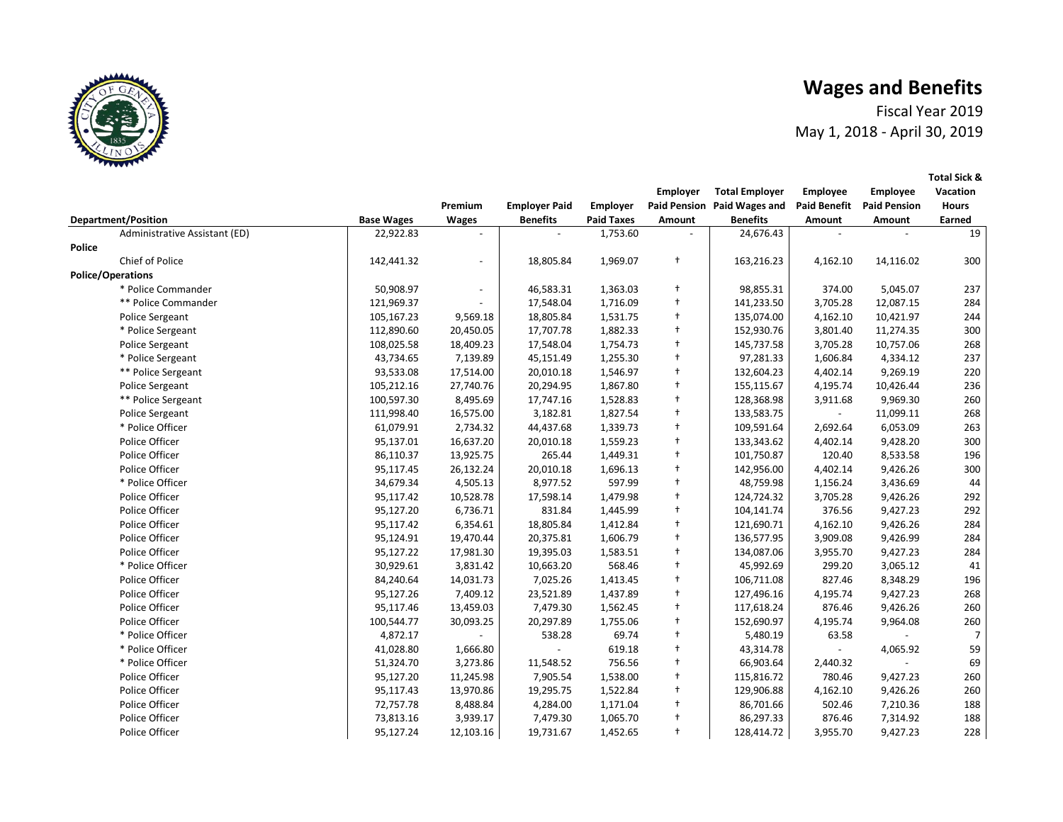# Wages and Benefits

Fiscal Year 2019

May 1, 2018 - April 30, 2019

| Department/Position | Base Wages | Premium Wages | Employer Paid Benefits | Employer Paid Taxes | Employer Paid Pension Amount | Total Employer Paid Wages and Benefits | Employee Paid Benefit Amount | Employee Paid Pension Amount | Total Sick & Vacation Hours Earned |
|---|---|---|---|---|---|---|---|---|---|
| Administrative Assistant (ED) | 22,922.83 | - | - | 1,753.60 | - | 24,676.43 | - | - | 19 |
| **Police** | | | | | | | | | |
| Chief of Police | 142,441.32 | - | 18,805.84 | 1,969.07 | † | 163,216.23 | 4,162.10 | 14,116.02 | 300 |
| **Police/Operations** | | | | | | | | | |
| * Police Commander | 50,908.97 | - | 46,583.31 | 1,363.03 | † | 98,855.31 | 374.00 | 5,045.07 | 237 |
| ** Police Commander | 121,969.37 | - | 17,548.04 | 1,716.09 | † | 141,233.50 | 3,705.28 | 12,087.15 | 284 |
| Police Sergeant | 105,167.23 | 9,569.18 | 18,805.84 | 1,531.75 | † | 135,074.00 | 4,162.10 | 10,421.97 | 244 |
| * Police Sergeant | 112,890.60 | 20,450.05 | 17,707.78 | 1,882.33 | † | 152,930.76 | 3,801.40 | 11,274.35 | 300 |
| Police Sergeant | 108,025.58 | 18,409.23 | 17,548.04 | 1,754.73 | † | 145,737.58 | 3,705.28 | 10,757.06 | 268 |
| * Police Sergeant | 43,734.65 | 7,139.89 | 45,151.49 | 1,255.30 | † | 97,281.33 | 1,606.84 | 4,334.12 | 237 |
| ** Police Sergeant | 93,533.08 | 17,514.00 | 20,010.18 | 1,546.97 | † | 132,604.23 | 4,402.14 | 9,269.19 | 220 |
| Police Sergeant | 105,212.16 | 27,740.76 | 20,294.95 | 1,867.80 | † | 155,115.67 | 4,195.74 | 10,426.44 | 236 |
| ** Police Sergeant | 100,597.30 | 8,495.69 | 17,747.16 | 1,528.83 | † | 128,368.98 | 3,911.68 | 9,969.30 | 260 |
| Police Sergeant | 111,998.40 | 16,575.00 | 3,182.81 | 1,827.54 | † | 133,583.75 | - | 11,099.11 | 268 |
| * Police Officer | 61,079.91 | 2,734.32 | 44,437.68 | 1,339.73 | † | 109,591.64 | 2,692.64 | 6,053.09 | 263 |
| Police Officer | 95,137.01 | 16,637.20 | 20,010.18 | 1,559.23 | † | 133,343.62 | 4,402.14 | 9,428.20 | 300 |
| Police Officer | 86,110.37 | 13,925.75 | 265.44 | 1,449.31 | † | 101,750.87 | 120.40 | 8,533.58 | 196 |
| Police Officer | 95,117.45 | 26,132.24 | 20,010.18 | 1,696.13 | † | 142,956.00 | 4,402.14 | 9,426.26 | 300 |
| * Police Officer | 34,679.34 | 4,505.13 | 8,977.52 | 597.99 | † | 48,759.98 | 1,156.24 | 3,436.69 | 44 |
| Police Officer | 95,117.42 | 10,528.78 | 17,598.14 | 1,479.98 | † | 124,724.32 | 3,705.28 | 9,426.26 | 292 |
| Police Officer | 95,127.20 | 6,736.71 | 831.84 | 1,445.99 | † | 104,141.74 | 376.56 | 9,427.23 | 292 |
| Police Officer | 95,117.42 | 6,354.61 | 18,805.84 | 1,412.84 | † | 121,690.71 | 4,162.10 | 9,426.26 | 284 |
| Police Officer | 95,124.91 | 19,470.44 | 20,375.81 | 1,606.79 | † | 136,577.95 | 3,909.08 | 9,426.99 | 284 |
| Police Officer | 95,127.22 | 17,981.30 | 19,395.03 | 1,583.51 | † | 134,087.06 | 3,955.70 | 9,427.23 | 284 |
| * Police Officer | 30,929.61 | 3,831.42 | 10,663.20 | 568.46 | † | 45,992.69 | 299.20 | 3,065.12 | 41 |
| Police Officer | 84,240.64 | 14,031.73 | 7,025.26 | 1,413.45 | † | 106,711.08 | 827.46 | 8,348.29 | 196 |
| Police Officer | 95,127.26 | 7,409.12 | 23,521.89 | 1,437.89 | † | 127,496.16 | 4,195.74 | 9,427.23 | 268 |
| Police Officer | 95,117.46 | 13,459.03 | 7,479.30 | 1,562.45 | † | 117,618.24 | 876.46 | 9,426.26 | 260 |
| Police Officer | 100,544.77 | 30,093.25 | 20,297.89 | 1,755.06 | † | 152,690.97 | 4,195.74 | 9,964.08 | 260 |
| * Police Officer | 4,872.17 | - | 538.28 | 69.74 | † | 5,480.19 | 63.58 | - | 7 |
| * Police Officer | 41,028.80 | 1,666.80 | - | 619.18 | † | 43,314.78 | - | 4,065.92 | 59 |
| * Police Officer | 51,324.70 | 3,273.86 | 11,548.52 | 756.56 | † | 66,903.64 | 2,440.32 | - | 69 |
| Police Officer | 95,127.20 | 11,245.98 | 7,905.54 | 1,538.00 | † | 115,816.72 | 780.46 | 9,427.23 | 260 |
| Police Officer | 95,117.43 | 13,970.86 | 19,295.75 | 1,522.84 | † | 129,906.88 | 4,162.10 | 9,426.26 | 260 |
| Police Officer | 72,757.78 | 8,488.84 | 4,284.00 | 1,171.04 | † | 86,701.66 | 502.46 | 7,210.36 | 188 |
| Police Officer | 73,813.16 | 3,939.17 | 7,479.30 | 1,065.70 | † | 86,297.33 | 876.46 | 7,314.92 | 188 |
| Police Officer | 95,127.24 | 12,103.16 | 19,731.67 | 1,452.65 | † | 128,414.72 | 3,955.70 | 9,427.23 | 228 |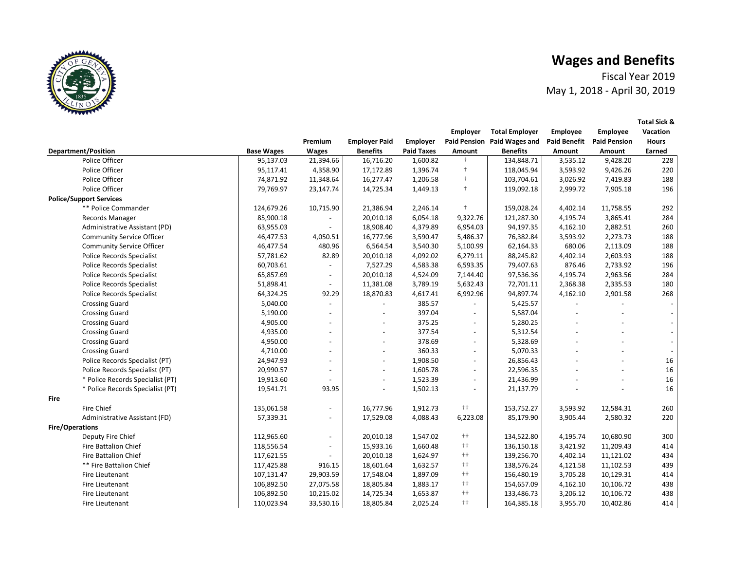# Wages and Benefits

Fiscal Year 2019

May 1, 2018 - April 30, 2019

| Department/Position | Base Wages | Premium Wages | Employer Paid Benefits | Employer Paid Taxes | Employer Paid Pension Amount | Total Employer Paid Wages and Benefits | Employee Paid Benefit Amount | Employee Paid Pension Amount | Total Sick & Vacation Hours Earned |
|---|---|---|---|---|---|---|---|---|---|
| Police Officer | 95,137.03 | 21,394.66 | 16,716.20 | 1,600.82 | † | 134,848.71 | 3,535.12 | 9,428.20 | 228 |
| Police Officer | 95,117.41 | 4,358.90 | 17,172.89 | 1,396.74 | † | 118,045.94 | 3,593.92 | 9,426.26 | 220 |
| Police Officer | 74,871.92 | 11,348.64 | 16,277.47 | 1,206.58 | † | 103,704.61 | 3,026.92 | 7,419.83 | 188 |
| Police Officer | 79,769.97 | 23,147.74 | 14,725.34 | 1,449.13 | † | 119,092.18 | 2,999.72 | 7,905.18 | 196 |
| **Police/Support Services** | | | | | | | | | |
| ** Police Commander | 124,679.26 | 10,715.90 | 21,386.94 | 2,246.14 | † | 159,028.24 | 4,402.14 | 11,758.55 | 292 |
| Records Manager | 85,900.18 | - | 20,010.18 | 6,054.18 | 9,322.76 | 121,287.30 | 4,195.74 | 3,865.41 | 284 |
| Administrative Assistant (PD) | 63,955.03 | - | 18,908.40 | 4,379.89 | 6,954.03 | 94,197.35 | 4,162.10 | 2,882.51 | 260 |
| Community Service Officer | 46,477.53 | 4,050.51 | 16,777.96 | 3,590.47 | 5,486.37 | 76,382.84 | 3,593.92 | 2,273.73 | 188 |
| Community Service Officer | 46,477.54 | 480.96 | 6,564.54 | 3,540.30 | 5,100.99 | 62,164.33 | 680.06 | 2,113.09 | 188 |
| Police Records Specialist | 57,781.62 | 82.89 | 20,010.18 | 4,092.02 | 6,279.11 | 88,245.82 | 4,402.14 | 2,603.93 | 188 |
| Police Records Specialist | 60,703.61 | - | 7,527.29 | 4,583.38 | 6,593.35 | 79,407.63 | 876.46 | 2,733.92 | 196 |
| Police Records Specialist | 65,857.69 | - | 20,010.18 | 4,524.09 | 7,144.40 | 97,536.36 | 4,195.74 | 2,963.56 | 284 |
| Police Records Specialist | 51,898.41 | - | 11,381.08 | 3,789.19 | 5,632.43 | 72,701.11 | 2,368.38 | 2,335.53 | 180 |
| Police Records Specialist | 64,324.25 | 92.29 | 18,870.83 | 4,617.41 | 6,992.96 | 94,897.74 | 4,162.10 | 2,901.58 | 268 |
| Crossing Guard | 5,040.00 | - | - | 385.57 | - | 5,425.57 | - | - | - |
| Crossing Guard | 5,190.00 | - | - | 397.04 | - | 5,587.04 | - | - | - |
| Crossing Guard | 4,905.00 | - | - | 375.25 | - | 5,280.25 | - | - | - |
| Crossing Guard | 4,935.00 | - | - | 377.54 | - | 5,312.54 | - | - | - |
| Crossing Guard | 4,950.00 | - | - | 378.69 | - | 5,328.69 | - | - | - |
| Crossing Guard | 4,710.00 | - | - | 360.33 | - | 5,070.33 | - | - | - |
| Police Records Specialist (PT) | 24,947.93 | - | - | 1,908.50 | - | 26,856.43 | - | - | 16 |
| Police Records Specialist (PT) | 20,990.57 | - | - | 1,605.78 | - | 22,596.35 | - | - | 16 |
| * Police Records Specialist (PT) | 19,913.60 | - | - | 1,523.39 | - | 21,436.99 | - | - | 16 |
| * Police Records Specialist (PT) | 19,541.71 | 93.95 | - | 1,502.13 | - | 21,137.79 | - | - | 16 |
| **Fire** | | | | | | | | | |
| Fire Chief | 135,061.58 | - | 16,777.96 | 1,912.73 | †† | 153,752.27 | 3,593.92 | 12,584.31 | 260 |
| Administrative Assistant (FD) | 57,339.31 | - | 17,529.08 | 4,088.43 | 6,223.08 | 85,179.90 | 3,905.44 | 2,580.32 | 220 |
| **Fire/Operations** | | | | | | | | | |
| Deputy Fire Chief | 112,965.60 | - | 20,010.18 | 1,547.02 | †† | 134,522.80 | 4,195.74 | 10,680.90 | 300 |
| Fire Battalion Chief | 118,556.54 | - | 15,933.16 | 1,660.48 | †† | 136,150.18 | 3,421.92 | 11,209.43 | 414 |
| Fire Battalion Chief | 117,621.55 | - | 20,010.18 | 1,624.97 | †† | 139,256.70 | 4,402.14 | 11,121.02 | 434 |
| ** Fire Battalion Chief | 117,425.88 | 916.15 | 18,601.64 | 1,632.57 | †† | 138,576.24 | 4,121.58 | 11,102.53 | 439 |
| Fire Lieutenant | 107,131.47 | 29,903.59 | 17,548.04 | 1,897.09 | †† | 156,480.19 | 3,705.28 | 10,129.31 | 414 |
| Fire Lieutenant | 106,892.50 | 27,075.58 | 18,805.84 | 1,883.17 | †† | 154,657.09 | 4,162.10 | 10,106.72 | 438 |
| Fire Lieutenant | 106,892.50 | 10,215.02 | 14,725.34 | 1,653.87 | †† | 133,486.73 | 3,206.12 | 10,106.72 | 438 |
| Fire Lieutenant | 110,023.94 | 33,530.16 | 18,805.84 | 2,025.24 | †† | 164,385.18 | 3,955.70 | 10,402.86 | 414 |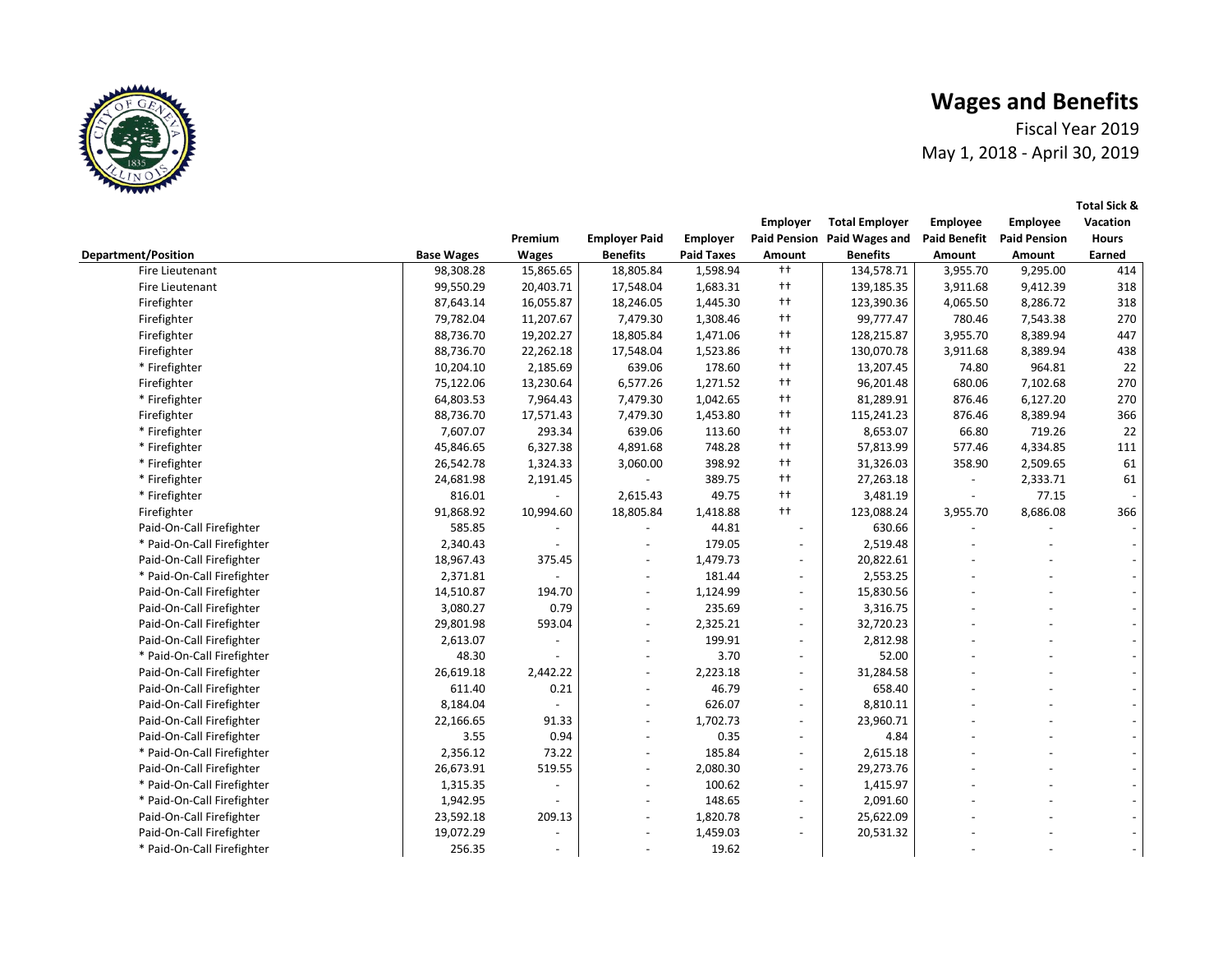# Wages and Benefits

Fiscal Year 2019

May 1, 2018 - April 30, 2019

| Department/Position | Base Wages | Premium Wages | Employer Paid Benefits | Employer Paid Taxes | Employer Paid Pension Amount | Total Employer Paid Wages and Benefits | Employee Paid Benefit Amount | Employee Paid Pension Amount | Total Sick & Vacation Hours Earned |
|---|---|---|---|---|---|---|---|---|---|
| Fire Lieutenant | 98,308.28 | 15,865.65 | 18,805.84 | 1,598.94 | †† | 134,578.71 | 3,955.70 | 9,295.00 | 414 |
| Fire Lieutenant | 99,550.29 | 20,403.71 | 17,548.04 | 1,683.31 | †† | 139,185.35 | 3,911.68 | 9,412.39 | 318 |
| Firefighter | 87,643.14 | 16,055.87 | 18,246.05 | 1,445.30 | †† | 123,390.36 | 4,065.50 | 8,286.72 | 318 |
| Firefighter | 79,782.04 | 11,207.67 | 7,479.30 | 1,308.46 | †† | 99,777.47 | 780.46 | 7,543.38 | 270 |
| Firefighter | 88,736.70 | 19,202.27 | 18,805.84 | 1,471.06 | †† | 128,215.87 | 3,955.70 | 8,389.94 | 447 |
| Firefighter | 88,736.70 | 22,262.18 | 17,548.04 | 1,523.86 | †† | 130,070.78 | 3,911.68 | 8,389.94 | 438 |
| * Firefighter | 10,204.10 | 2,185.69 | 639.06 | 178.60 | †† | 13,207.45 | 74.80 | 964.81 | 22 |
| Firefighter | 75,122.06 | 13,230.64 | 6,577.26 | 1,271.52 | †† | 96,201.48 | 680.06 | 7,102.68 | 270 |
| * Firefighter | 64,803.53 | 7,964.43 | 7,479.30 | 1,042.65 | †† | 81,289.91 | 876.46 | 6,127.20 | 270 |
| Firefighter | 88,736.70 | 17,571.43 | 7,479.30 | 1,453.80 | †† | 115,241.23 | 876.46 | 8,389.94 | 366 |
| * Firefighter | 7,607.07 | 293.34 | 639.06 | 113.60 | †† | 8,653.07 | 66.80 | 719.26 | 22 |
| * Firefighter | 45,846.65 | 6,327.38 | 4,891.68 | 748.28 | †† | 57,813.99 | 577.46 | 4,334.85 | 111 |
| * Firefighter | 26,542.78 | 1,324.33 | 3,060.00 | 398.92 | †† | 31,326.03 | 358.90 | 2,509.65 | 61 |
| * Firefighter | 24,681.98 | 2,191.45 | - | 389.75 | †† | 27,263.18 | - | 2,333.71 | 61 |
| * Firefighter | 816.01 | - | 2,615.43 | 49.75 | †† | 3,481.19 | - | 77.15 | - |
| Firefighter | 91,868.92 | 10,994.60 | 18,805.84 | 1,418.88 | †† | 123,088.24 | 3,955.70 | 8,686.08 | 366 |
| Paid-On-Call Firefighter | 585.85 | - | - | 44.81 | - | 630.66 | - | - | - |
| * Paid-On-Call Firefighter | 2,340.43 | - | - | 179.05 | - | 2,519.48 | - | - | - |
| Paid-On-Call Firefighter | 18,967.43 | 375.45 | - | 1,479.73 | - | 20,822.61 | - | - | - |
| * Paid-On-Call Firefighter | 2,371.81 | - | - | 181.44 | - | 2,553.25 | - | - | - |
| Paid-On-Call Firefighter | 14,510.87 | 194.70 | - | 1,124.99 | - | 15,830.56 | - | - | - |
| Paid-On-Call Firefighter | 3,080.27 | 0.79 | - | 235.69 | - | 3,316.75 | - | - | - |
| Paid-On-Call Firefighter | 29,801.98 | 593.04 | - | 2,325.21 | - | 32,720.23 | - | - | - |
| Paid-On-Call Firefighter | 2,613.07 | - | - | 199.91 | - | 2,812.98 | - | - | - |
| * Paid-On-Call Firefighter | 48.30 | - | - | 3.70 | - | 52.00 | - | - | - |
| Paid-On-Call Firefighter | 26,619.18 | 2,442.22 | - | 2,223.18 | - | 31,284.58 | - | - | - |
| Paid-On-Call Firefighter | 611.40 | 0.21 | - | 46.79 | - | 658.40 | - | - | - |
| Paid-On-Call Firefighter | 8,184.04 | - | - | 626.07 | - | 8,810.11 | - | - | - |
| Paid-On-Call Firefighter | 22,166.65 | 91.33 | - | 1,702.73 | - | 23,960.71 | - | - | - |
| Paid-On-Call Firefighter | 3.55 | 0.94 | - | 0.35 | - | 4.84 | - | - | - |
| * Paid-On-Call Firefighter | 2,356.12 | 73.22 | - | 185.84 | - | 2,615.18 | - | - | - |
| Paid-On-Call Firefighter | 26,673.91 | 519.55 | - | 2,080.30 | - | 29,273.76 | - | - | - |
| * Paid-On-Call Firefighter | 1,315.35 | - | - | 100.62 | - | 1,415.97 | - | - | - |
| * Paid-On-Call Firefighter | 1,942.95 | - | - | 148.65 | - | 2,091.60 | - | - | - |
| Paid-On-Call Firefighter | 23,592.18 | 209.13 | - | 1,820.78 | - | 25,622.09 | - | - | - |
| Paid-On-Call Firefighter | 19,072.29 | - | - | 1,459.03 | - | 20,531.32 | - | - | - |
| * Paid-On-Call Firefighter | 256.35 | - | - | 19.62 | | | - | - | - |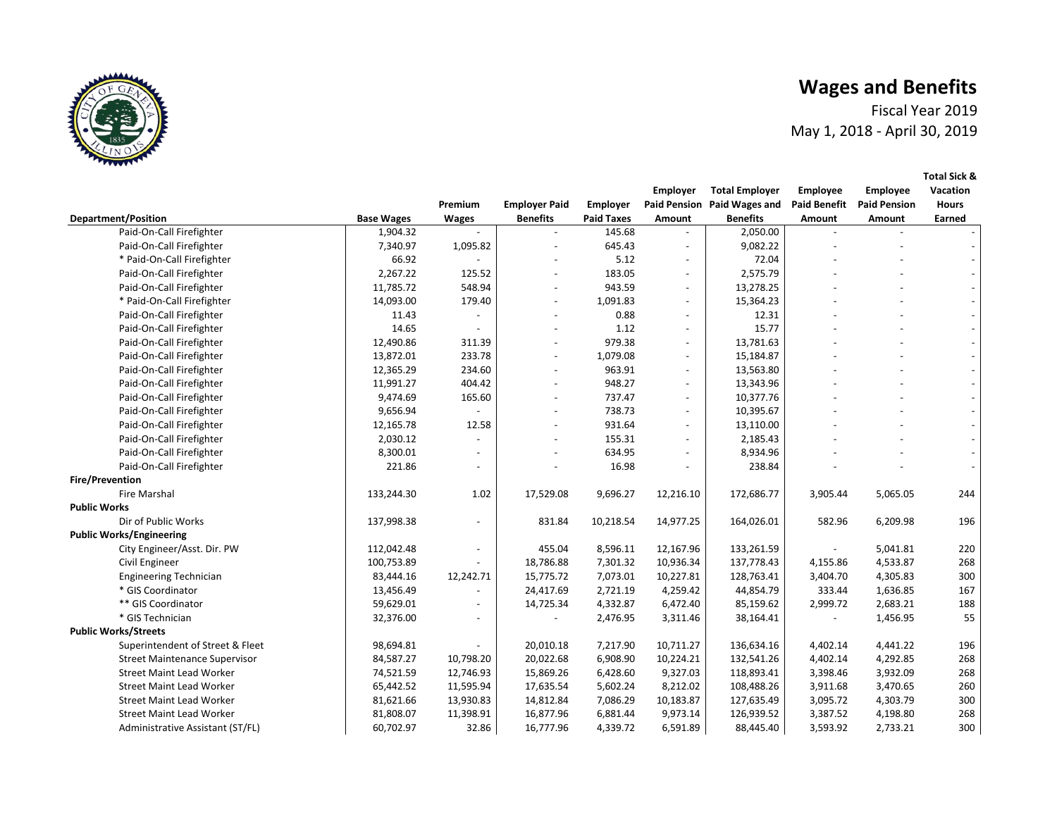# Wages and Benefits

Fiscal Year 2019
May 1, 2018 - April 30, 2019

| Department/Position | Base Wages | Premium Wages | Employer Paid Benefits | Employer Paid Taxes | Employer Paid Pension Amount | Total Employer Paid Wages and Benefits | Employee Paid Benefit Amount | Employee Paid Pension Amount | Total Sick & Vacation Hours Earned |
|---|---|---|---|---|---|---|---|---|---|
| Paid-On-Call Firefighter | 1,904.32 | - | - | 145.68 | - | 2,050.00 | - | - | - |
| Paid-On-Call Firefighter | 7,340.97 | 1,095.82 | - | 645.43 | - | 9,082.22 | - | - | - |
| * Paid-On-Call Firefighter | 66.92 | - | - | 5.12 | - | 72.04 | - | - | - |
| Paid-On-Call Firefighter | 2,267.22 | 125.52 | - | 183.05 | - | 2,575.79 | - | - | - |
| Paid-On-Call Firefighter | 11,785.72 | 548.94 | - | 943.59 | - | 13,278.25 | - | - | - |
| * Paid-On-Call Firefighter | 14,093.00 | 179.40 | - | 1,091.83 | - | 15,364.23 | - | - | - |
| Paid-On-Call Firefighter | 11.43 | - | - | 0.88 | - | 12.31 | - | - | - |
| Paid-On-Call Firefighter | 14.65 | - | - | 1.12 | - | 15.77 | - | - | - |
| Paid-On-Call Firefighter | 12,490.86 | 311.39 | - | 979.38 | - | 13,781.63 | - | - | - |
| Paid-On-Call Firefighter | 13,872.01 | 233.78 | - | 1,079.08 | - | 15,184.87 | - | - | - |
| Paid-On-Call Firefighter | 12,365.29 | 234.60 | - | 963.91 | - | 13,563.80 | - | - | - |
| Paid-On-Call Firefighter | 11,991.27 | 404.42 | - | 948.27 | - | 13,343.96 | - | - | - |
| Paid-On-Call Firefighter | 9,474.69 | 165.60 | - | 737.47 | - | 10,377.76 | - | - | - |
| Paid-On-Call Firefighter | 9,656.94 | - | - | 738.73 | - | 10,395.67 | - | - | - |
| Paid-On-Call Firefighter | 12,165.78 | 12.58 | - | 931.64 | - | 13,110.00 | - | - | - |
| Paid-On-Call Firefighter | 2,030.12 | - | - | 155.31 | - | 2,185.43 | - | - | - |
| Paid-On-Call Firefighter | 8,300.01 | - | - | 634.95 | - | 8,934.96 | - | - | - |
| Paid-On-Call Firefighter | 221.86 | - | - | 16.98 | - | 238.84 | - | - | - |
| **Fire/Prevention** | | | | | | | | | |
| Fire Marshal | 133,244.30 | 1.02 | 17,529.08 | 9,696.27 | 12,216.10 | 172,686.77 | 3,905.44 | 5,065.05 | 244 |
| **Public Works** | | | | | | | | | |
| Dir of Public Works | 137,998.38 | - | 831.84 | 10,218.54 | 14,977.25 | 164,026.01 | 582.96 | 6,209.98 | 196 |
| **Public Works/Engineering** | | | | | | | | | |
| City Engineer/Asst. Dir. PW | 112,042.48 | - | 455.04 | 8,596.11 | 12,167.96 | 133,261.59 | - | 5,041.81 | 220 |
| Civil Engineer | 100,753.89 | - | 18,786.88 | 7,301.32 | 10,936.34 | 137,778.43 | 4,155.86 | 4,533.87 | 268 |
| Engineering Technician | 83,444.16 | 12,242.71 | 15,775.72 | 7,073.01 | 10,227.81 | 128,763.41 | 3,404.70 | 4,305.83 | 300 |
| * GIS Coordinator | 13,456.49 | - | 24,417.69 | 2,721.19 | 4,259.42 | 44,854.79 | 333.44 | 1,636.85 | 167 |
| ** GIS Coordinator | 59,629.01 | - | 14,725.34 | 4,332.87 | 6,472.40 | 85,159.62 | 2,999.72 | 2,683.21 | 188 |
| * GIS Technician | 32,376.00 | - | - | 2,476.95 | 3,311.46 | 38,164.41 | - | 1,456.95 | 55 |
| **Public Works/Streets** | | | | | | | | | |
| Superintendent of Street & Fleet | 98,694.81 | - | 20,010.18 | 7,217.90 | 10,711.27 | 136,634.16 | 4,402.14 | 4,441.22 | 196 |
| Street Maintenance Supervisor | 84,587.27 | 10,798.20 | 20,022.68 | 6,908.90 | 10,224.21 | 132,541.26 | 4,402.14 | 4,292.85 | 268 |
| Street Maint Lead Worker | 74,521.59 | 12,746.93 | 15,869.26 | 6,428.60 | 9,327.03 | 118,893.41 | 3,398.46 | 3,932.09 | 268 |
| Street Maint Lead Worker | 65,442.52 | 11,595.94 | 17,635.54 | 5,602.24 | 8,212.02 | 108,488.26 | 3,911.68 | 3,470.65 | 260 |
| Street Maint Lead Worker | 81,621.66 | 13,930.83 | 14,812.84 | 7,086.29 | 10,183.87 | 127,635.49 | 3,095.72 | 4,303.79 | 300 |
| Street Maint Lead Worker | 81,808.07 | 11,398.91 | 16,877.86 | 6,881.44 | 9,973.14 | 126,939.52 | 3,387.52 | 4,198.80 | 268 |
| Administrative Assistant (ST/FL) | 60,702.97 | 32.86 | 16,777.96 | 4,339.72 | 6,591.89 | 88,445.40 | 3,593.92 | 2,733.21 | 300 |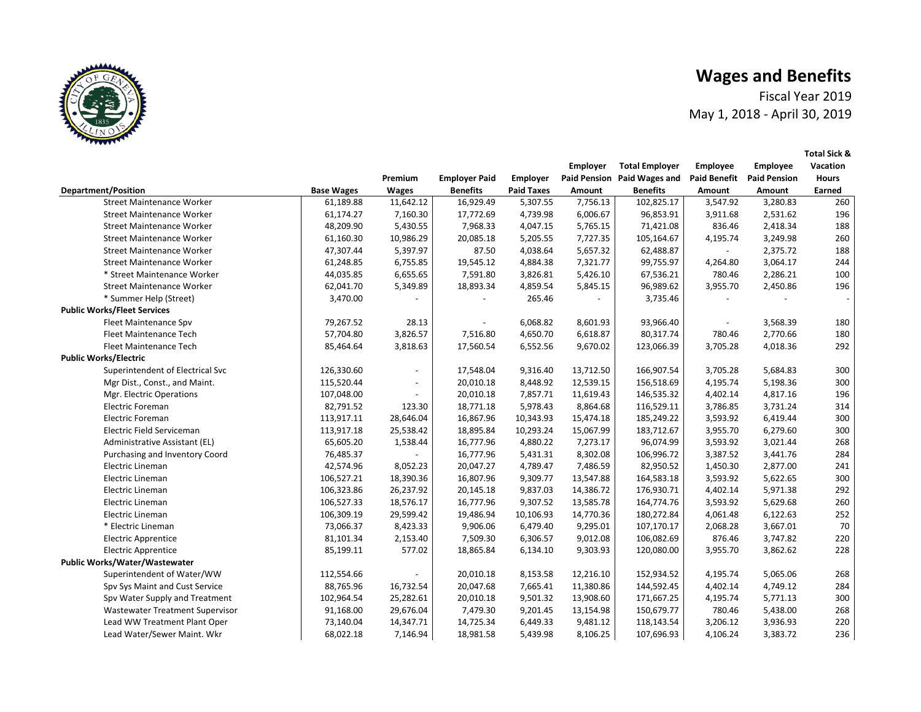# Wages and Benefits

Fiscal Year 2019

May 1, 2018 - April 30, 2019

| Department/Position | Base Wages | Premium Wages | Employer Paid Benefits | Employer Paid Taxes | Employer Paid Pension Amount | Total Employer Paid Wages and Benefits | Employee Paid Benefit Amount | Employee Paid Pension Amount | Total Sick & Vacation Hours Earned |
|---|---|---|---|---|---|---|---|---|---|
| Street Maintenance Worker | 61,189.88 | 11,642.12 | 16,929.49 | 5,307.55 | 7,756.13 | 102,825.17 | 3,547.92 | 3,280.83 | 260 |
| Street Maintenance Worker | 61,174.27 | 7,160.30 | 17,772.69 | 4,739.98 | 6,006.67 | 96,853.91 | 3,911.68 | 2,531.62 | 196 |
| Street Maintenance Worker | 48,209.90 | 5,430.55 | 7,968.33 | 4,047.15 | 5,765.15 | 71,421.08 | 836.46 | 2,418.34 | 188 |
| Street Maintenance Worker | 61,160.30 | 10,986.29 | 20,085.18 | 5,205.55 | 7,727.35 | 105,164.67 | 4,195.74 | 3,249.98 | 260 |
| Street Maintenance Worker | 47,307.44 | 5,397.97 | 87.50 | 4,038.64 | 5,657.32 | 62,488.87 | - | 2,375.72 | 188 |
| Street Maintenance Worker | 61,248.85 | 6,755.85 | 19,545.12 | 4,884.38 | 7,321.77 | 99,755.97 | 4,264.80 | 3,064.17 | 244 |
| * Street Maintenance Worker | 44,035.85 | 6,655.65 | 7,591.80 | 3,826.81 | 5,426.10 | 67,536.21 | 780.46 | 2,286.21 | 100 |
| Street Maintenance Worker | 62,041.70 | 5,349.89 | 18,893.34 | 4,859.54 | 5,845.15 | 96,989.62 | 3,955.70 | 2,450.86 | 196 |
| * Summer Help (Street) | 3,470.00 | - | - | 265.46 | - | 3,735.46 | - | - | - |
| **Public Works/Fleet Services** | | | | | | | | | |
| Fleet Maintenance Spv | 79,267.52 | 28.13 | - | 6,068.82 | 8,601.93 | 93,966.40 | - | 3,568.39 | 180 |
| Fleet Maintenance Tech | 57,704.80 | 3,826.57 | 7,516.80 | 4,650.70 | 6,618.87 | 80,317.74 | 780.46 | 2,770.66 | 180 |
| Fleet Maintenance Tech | 85,464.64 | 3,818.63 | 17,560.54 | 6,552.56 | 9,670.02 | 123,066.39 | 3,705.28 | 4,018.36 | 292 |
| **Public Works/Electric** | | | | | | | | | |
| Superintendent of Electrical Svc | 126,330.60 | - | 17,548.04 | 9,316.40 | 13,712.50 | 166,907.54 | 3,705.28 | 5,684.83 | 300 |
| Mgr Dist., Const., and Maint. | 115,520.44 | - | 20,010.18 | 8,448.92 | 12,539.15 | 156,518.69 | 4,195.74 | 5,198.36 | 300 |
| Mgr. Electric Operations | 107,048.00 | - | 20,010.18 | 7,857.71 | 11,619.43 | 146,535.32 | 4,402.14 | 4,817.16 | 196 |
| Electric Foreman | 82,791.52 | 123.30 | 18,771.18 | 5,978.43 | 8,864.68 | 116,529.11 | 3,786.85 | 3,731.24 | 314 |
| Electric Foreman | 113,917.11 | 28,646.04 | 16,867.96 | 10,343.93 | 15,474.18 | 185,249.22 | 3,593.92 | 6,419.44 | 300 |
| Electric Field Serviceman | 113,917.18 | 25,538.42 | 18,895.84 | 10,293.24 | 15,067.99 | 183,712.67 | 3,955.70 | 6,279.60 | 300 |
| Administrative Assistant (EL) | 65,605.20 | 1,538.44 | 16,777.96 | 4,880.22 | 7,273.17 | 96,074.99 | 3,593.92 | 3,021.44 | 268 |
| Purchasing and Inventory Coord | 76,485.37 | - | 16,777.96 | 5,431.31 | 8,302.08 | 106,996.72 | 3,387.52 | 3,441.76 | 284 |
| Electric Lineman | 42,574.96 | 8,052.23 | 20,047.27 | 4,789.47 | 7,486.59 | 82,950.52 | 1,450.30 | 2,877.00 | 241 |
| Electric Lineman | 106,527.21 | 18,390.36 | 16,807.96 | 9,309.77 | 13,547.88 | 164,583.18 | 3,593.92 | 5,622.65 | 300 |
| Electric Lineman | 106,323.86 | 26,237.92 | 20,145.18 | 9,837.03 | 14,386.72 | 176,930.71 | 4,402.14 | 5,971.38 | 292 |
| Electric Lineman | 106,527.33 | 18,576.17 | 16,777.96 | 9,307.52 | 13,585.78 | 164,774.76 | 3,593.92 | 5,629.68 | 260 |
| Electric Lineman | 106,309.19 | 29,599.42 | 19,486.94 | 10,106.93 | 14,770.36 | 180,272.84 | 4,061.48 | 6,122.63 | 252 |
| * Electric Lineman | 73,066.37 | 8,423.33 | 9,906.06 | 6,479.40 | 9,295.01 | 107,170.17 | 2,068.28 | 3,667.01 | 70 |
| Electric Apprentice | 81,101.34 | 2,153.40 | 7,509.30 | 6,306.57 | 9,012.08 | 106,082.69 | 876.46 | 3,747.82 | 220 |
| Electric Apprentice | 85,199.11 | 577.02 | 18,865.84 | 6,134.10 | 9,303.93 | 120,080.00 | 3,955.70 | 3,862.62 | 228 |
| **Public Works/Water/Wastewater** | | | | | | | | | |
| Superintendent of Water/WW | 112,554.66 | - | 20,010.18 | 8,153.58 | 12,216.10 | 152,934.52 | 4,195.74 | 5,065.06 | 268 |
| Spv Sys Maint and Cust Service | 88,765.96 | 16,732.54 | 20,047.68 | 7,665.41 | 11,380.86 | 144,592.45 | 4,402.14 | 4,749.12 | 284 |
| Spv Water Supply and Treatment | 102,964.54 | 25,282.61 | 20,010.18 | 9,501.32 | 13,908.60 | 171,667.25 | 4,195.74 | 5,771.13 | 300 |
| Wastewater Treatment Supervisor | 91,168.00 | 29,676.04 | 7,479.30 | 9,201.45 | 13,154.98 | 150,679.77 | 780.46 | 5,438.00 | 268 |
| Lead WW Treatment Plant Oper | 73,140.04 | 14,347.71 | 14,725.34 | 6,449.33 | 9,481.12 | 118,143.54 | 3,206.12 | 3,936.93 | 220 |
| Lead Water/Sewer Maint. Wkr | 68,022.18 | 7,146.94 | 18,981.58 | 5,439.98 | 8,106.25 | 107,696.93 | 4,106.24 | 3,383.72 | 236 |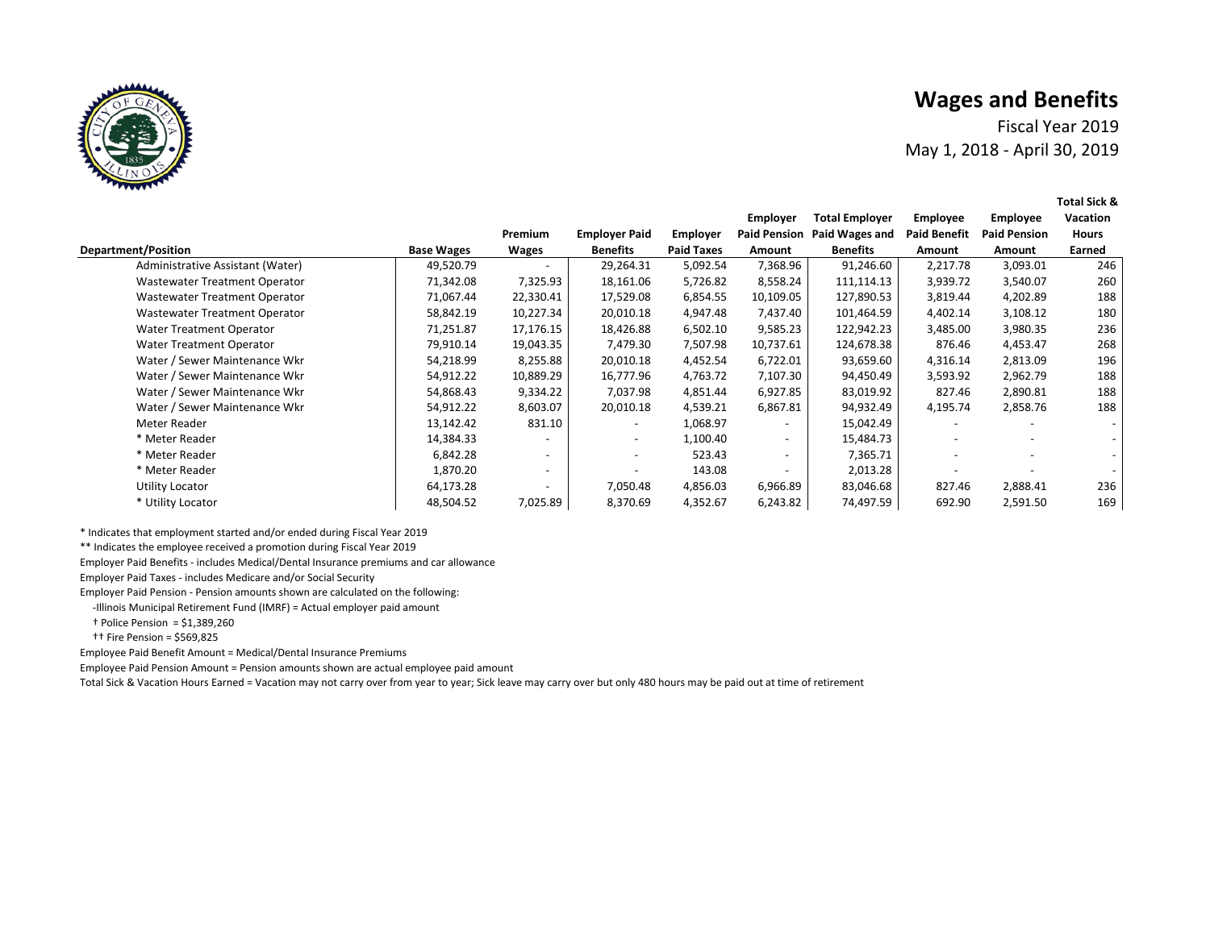# Wages and Benefits

Fiscal Year 2019

May 1, 2018 - April 30, 2019

| Department/Position | Base Wages | Premium Wages | Employer Paid Benefits | Employer Paid Taxes | Employer Paid Pension Amount | Total Employer Paid Wages and Benefits | Employee Paid Benefit Amount | Employee Paid Pension Amount | Total Sick & Vacation Hours Earned |
|---|---|---|---|---|---|---|---|---|---|
| Administrative Assistant (Water) | 49,520.79 | - | 29,264.31 | 5,092.54 | 7,368.96 | 91,246.60 | 2,217.78 | 3,093.01 | 246 |
| Wastewater Treatment Operator | 71,342.08 | 7,325.93 | 18,161.06 | 5,726.82 | 8,558.24 | 111,114.13 | 3,939.72 | 3,540.07 | 260 |
| Wastewater Treatment Operator | 71,067.44 | 22,330.41 | 17,529.08 | 6,854.55 | 10,109.05 | 127,890.53 | 3,819.44 | 4,202.89 | 188 |
| Wastewater Treatment Operator | 58,842.19 | 10,227.34 | 20,010.18 | 4,947.48 | 7,437.40 | 101,464.59 | 4,402.14 | 3,108.12 | 180 |
| Water Treatment Operator | 71,251.87 | 17,176.15 | 18,426.88 | 6,502.10 | 9,585.23 | 122,942.23 | 3,485.00 | 3,980.35 | 236 |
| Water Treatment Operator | 79,910.14 | 19,043.35 | 7,479.30 | 7,507.98 | 10,737.61 | 124,678.38 | 876.46 | 4,453.47 | 268 |
| Water / Sewer Maintenance Wkr | 54,218.99 | 8,255.88 | 20,010.18 | 4,452.54 | 6,722.01 | 93,659.60 | 4,316.14 | 2,813.09 | 196 |
| Water / Sewer Maintenance Wkr | 54,912.22 | 10,889.29 | 16,777.96 | 4,763.72 | 7,107.30 | 94,450.49 | 3,593.92 | 2,962.79 | 188 |
| Water / Sewer Maintenance Wkr | 54,868.43 | 9,334.22 | 7,037.98 | 4,851.44 | 6,927.85 | 83,019.92 | 827.46 | 2,890.81 | 188 |
| Water / Sewer Maintenance Wkr | 54,912.22 | 8,603.07 | 20,010.18 | 4,539.21 | 6,867.81 | 94,932.49 | 4,195.74 | 2,858.76 | 188 |
| Meter Reader | 13,142.42 | 831.10 | - | 1,068.97 | - | 15,042.49 | - | - | - |
| * Meter Reader | 14,384.33 | - | - | 1,100.40 | - | 15,484.73 | - | - | - |
| * Meter Reader | 6,842.28 | - | - | 523.43 | - | 7,365.71 | - | - | - |
| * Meter Reader | 1,870.20 | - | - | 143.08 | - | 2,013.28 | - | - | - |
| Utility Locator | 64,173.28 | - | 7,050.48 | 4,856.03 | 6,966.89 | 83,046.68 | 827.46 | 2,888.41 | 236 |
| * Utility Locator | 48,504.52 | 7,025.89 | 8,370.69 | 4,352.67 | 6,243.82 | 74,497.59 | 692.90 | 2,591.50 | 169 |

\* Indicates that employment started and/or ended during Fiscal Year 2019

** Indicates the employee received a promotion during Fiscal Year 2019

Employer Paid Benefits - includes Medical/Dental Insurance premiums and car allowance

Employer Paid Taxes - includes Medicare and/or Social Security

Employer Paid Pension - Pension amounts shown are calculated on the following:

-Illinois Municipal Retirement Fund (IMRF) = Actual employer paid amount

† Police Pension = $1,389,260

†† Fire Pension = $569,825

Employee Paid Benefit Amount = Medical/Dental Insurance Premiums

Employee Paid Pension Amount = Pension amounts shown are actual employee paid amount

Total Sick & Vacation Hours Earned = Vacation may not carry over from year to year; Sick leave may carry over but only 480 hours may be paid out at time of retirement